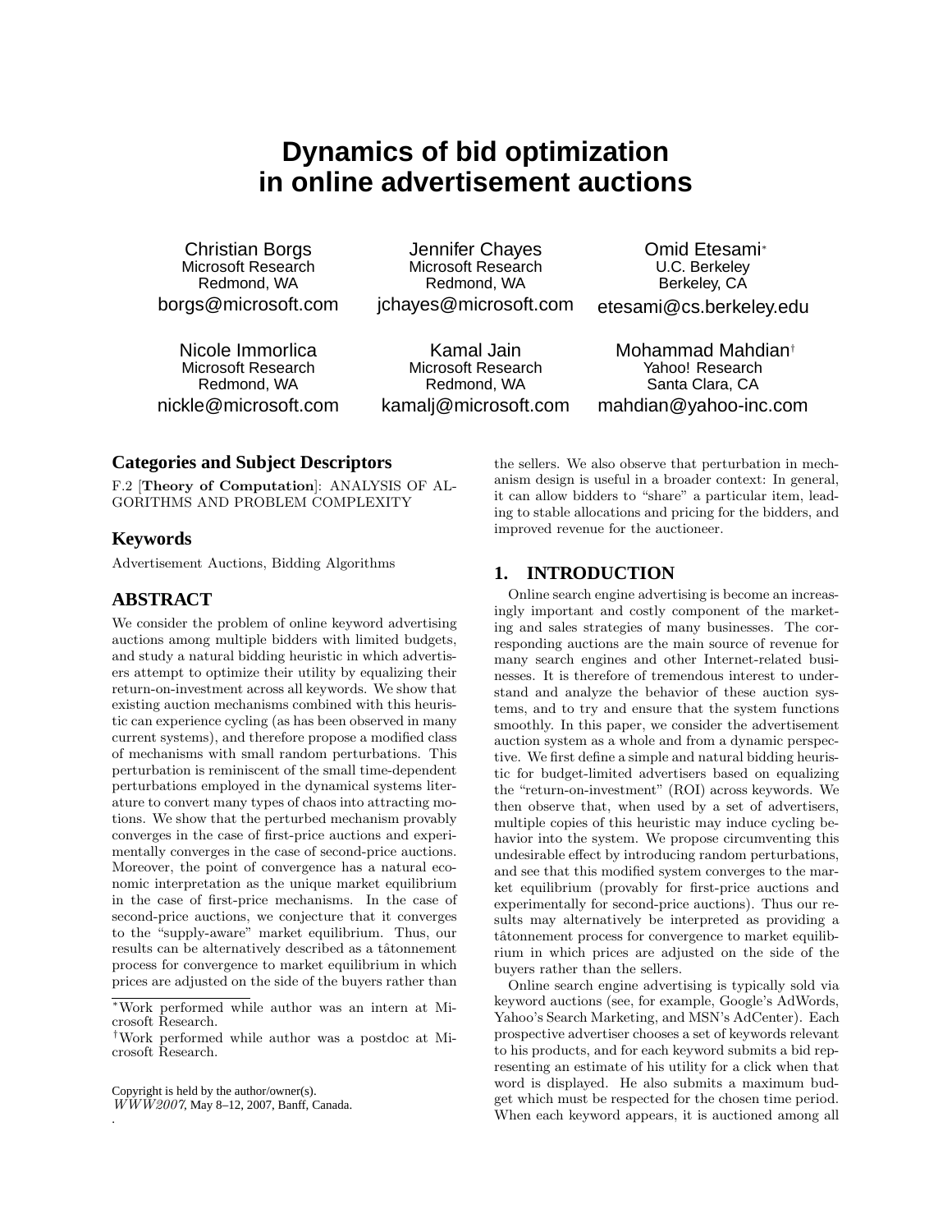# Dynamics of bid optimization in online advertisement auctions

Christian Borgs
Microsoft Research
Redmond, WA
borgs@microsoft.com

Jennifer Chayes
Microsoft Research
Redmond, WA
jchayes@microsoft.com

Omid Etesami[*]
U.C. Berkeley
Berkeley, CA
etesami@cs.berkeley.edu

Nicole Immorlica
Microsoft Research
Redmond, WA
nickle@microsoft.com

Kamal Jain
Microsoft Research
Redmond, WA
kamalj@microsoft.com

Mohammad Mahdian[†]
Yahoo! Research
Santa Clara, CA
mahdian@yahoo-inc.com

### Categories and Subject Descriptors

F.2 [**Theory of Computation**]: ANALYSIS OF ALGORITHMS AND PROBLEM COMPLEXITY

### Keywords

Advertisement Auctions, Bidding Algorithms

## ABSTRACT

We consider the problem of online keyword advertising auctions among multiple bidders with limited budgets, and study a natural bidding heuristic in which advertisers attempt to optimize their utility by equalizing their return-on-investment across all keywords. We show that existing auction mechanisms combined with this heuristic can experience cycling (as has been observed in many current systems), and therefore propose a modified class of mechanisms with small random perturbations. This perturbation is reminiscent of the small time-dependent perturbations employed in the dynamical systems literature to convert many types of chaos into attracting motions. We show that the perturbed mechanism provably converges in the case of first-price auctions and experimentally converges in the case of second-price auctions. Moreover, the point of convergence has a natural economic interpretation as the unique market equilibrium in the case of first-price mechanisms. In the case of second-price auctions, we conjecture that it converges to the "supply-aware" market equilibrium. Thus, our results can be alternatively described as a tâtonnement process for convergence to market equilibrium in which prices are adjusted on the side of the buyers rather than the sellers. We also observe that perturbation in mechanism design is useful in a broader context: In general, it can allow bidders to "share" a particular item, leading to stable allocations and pricing for the bidders, and improved revenue for the auctioneer.

[*]Work performed while author was an intern at Microsoft Research.

[†]Work performed while author was a postdoc at Microsoft Research.

Copyright is held by the author/owner(s).
*WWW2007*, May 8–12, 2007, Banff, Canada.

## 1. INTRODUCTION

Online search engine advertising is become an increasingly important and costly component of the marketing and sales strategies of many businesses. The corresponding auctions are the main source of revenue for many search engines and other Internet-related businesses. It is therefore of tremendous interest to understand and analyze the behavior of these auction systems, and to try and ensure that the system functions smoothly. In this paper, we consider the advertisement auction system as a whole and from a dynamic perspective. We first define a simple and natural bidding heuristic for budget-limited advertisers based on equalizing the "return-on-investment" (ROI) across keywords. We then observe that, when used by a set of advertisers, multiple copies of this heuristic may induce cycling behavior into the system. We propose circumventing this undesirable effect by introducing random perturbations, and see that this modified system converges to the market equilibrium (provably for first-price auctions and experimentally for second-price auctions). Thus our results may alternatively be interpreted as providing a tâtonnement process for convergence to market equilibrium in which prices are adjusted on the side of the buyers rather than the sellers.

Online search engine advertising is typically sold via keyword auctions (see, for example, Google's AdWords, Yahoo's Search Marketing, and MSN's AdCenter). Each prospective advertiser chooses a set of keywords relevant to his products, and for each keyword submits a bid representing an estimate of his utility for a click when that word is displayed. He also submits a maximum budget which must be respected for the chosen time period. When each keyword appears, it is auctioned among all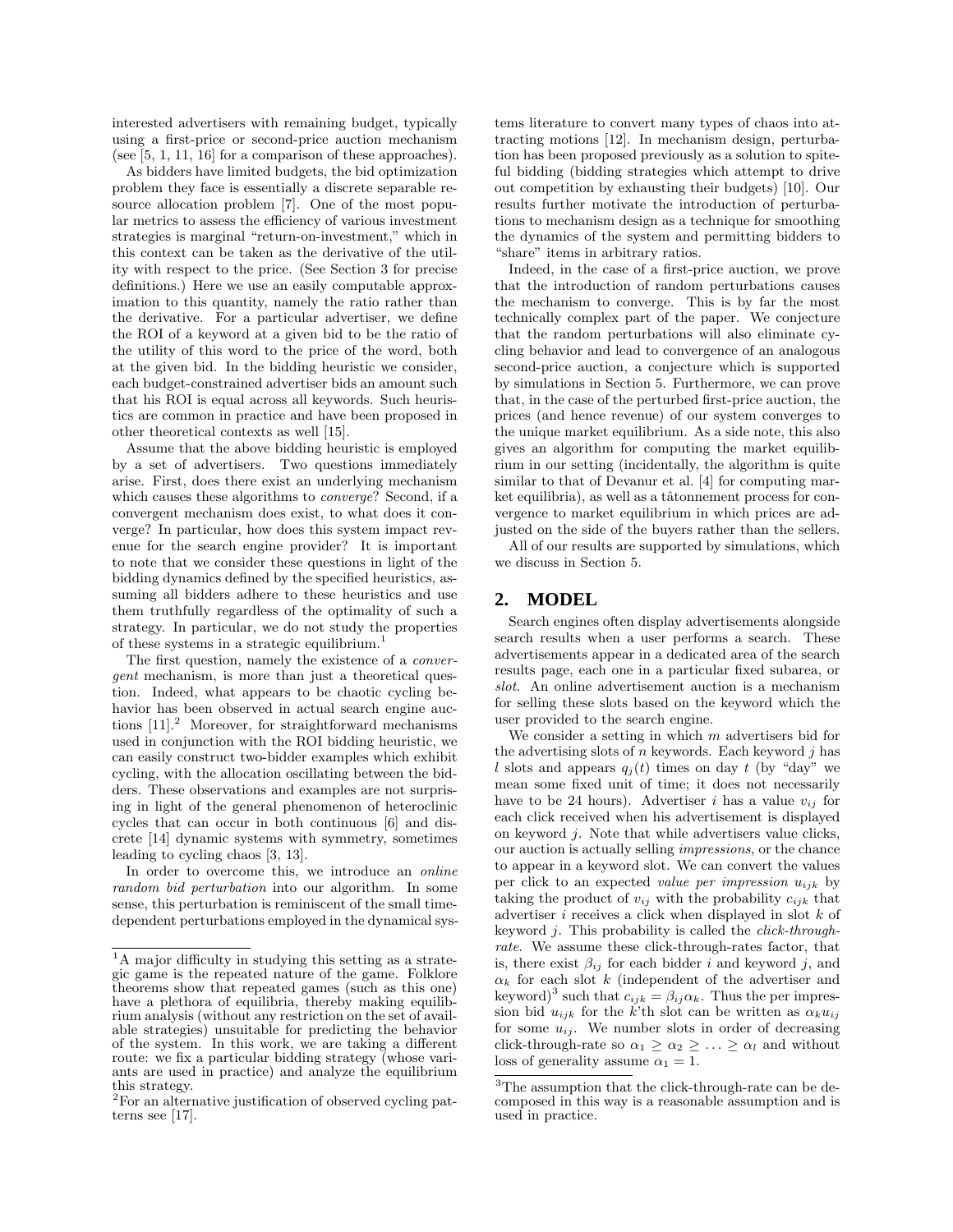interested advertisers with remaining budget, typically using a first-price or second-price auction mechanism (see [5, 1, 11, 16] for a comparison of these approaches).

As bidders have limited budgets, the bid optimization problem they face is essentially a discrete separable resource allocation problem [7]. One of the most popular metrics to assess the efficiency of various investment strategies is marginal "return-on-investment," which in this context can be taken as the derivative of the utility with respect to the price. (See Section 3 for precise definitions.) Here we use an easily computable approximation to this quantity, namely the ratio rather than the derivative. For a particular advertiser, we define the ROI of a keyword at a given bid to be the ratio of the utility of this word to the price of the word, both at the given bid. In the bidding heuristic we consider, each budget-constrained advertiser bids an amount such that his ROI is equal across all keywords. Such heuristics are common in practice and have been proposed in other theoretical contexts as well [15].

Assume that the above bidding heuristic is employed by a set of advertisers. Two questions immediately arise. First, does there exist an underlying mechanism which causes these algorithms to *converge*? Second, if a convergent mechanism does exist, to what does it converge? In particular, how does this system impact revenue for the search engine provider? It is important to note that we consider these questions in light of the bidding dynamics defined by the specified heuristics, assuming all bidders adhere to these heuristics and use them truthfully regardless of the optimality of such a strategy. In particular, we do not study the properties of these systems in a strategic equilibrium.[1]

The first question, namely the existence of a *convergent* mechanism, is more than just a theoretical question. Indeed, what appears to be chaotic cycling behavior has been observed in actual search engine auctions [11].[2] Moreover, for straightforward mechanisms used in conjunction with the ROI bidding heuristic, we can easily construct two-bidder examples which exhibit cycling, with the allocation oscillating between the bidders. These observations and examples are not surprising in light of the general phenomenon of heteroclinic cycles that can occur in both continuous [6] and discrete [14] dynamic systems with symmetry, sometimes leading to cycling chaos [3, 13].

In order to overcome this, we introduce an *online random bid perturbation* into our algorithm. In some sense, this perturbation is reminiscent of the small time-dependent perturbations employed in the dynamical systems literature to convert many types of chaos into attracting motions [12]. In mechanism design, perturbation has been proposed previously as a solution to spiteful bidding (bidding strategies which attempt to drive out competition by exhausting their budgets) [10]. Our results further motivate the introduction of perturbations to mechanism design as a technique for smoothing the dynamics of the system and permitting bidders to "share" items in arbitrary ratios.

Indeed, in the case of a first-price auction, we prove that the introduction of random perturbations causes the mechanism to converge. This is by far the most technically complex part of the paper. We conjecture that the random perturbations will also eliminate cycling behavior and lead to convergence of an analogous second-price auction, a conjecture which is supported by simulations in Section 5. Furthermore, we can prove that, in the case of the perturbed first-price auction, the prices (and hence revenue) of our system converges to the unique market equilibrium. As a side note, this also gives an algorithm for computing the market equilibrium in our setting (incidentally, the algorithm is quite similar to that of Devanur et al. [4] for computing market equilibria), as well as a tâtonnement process for convergence to market equilibrium in which prices are adjusted on the side of the buyers rather than the sellers.

All of our results are supported by simulations, which we discuss in Section 5.

## 2. MODEL

Search engines often display advertisements alongside search results when a user performs a search. These advertisements appear in a dedicated area of the search results page, each one in a particular fixed subarea, or *slot*. An online advertisement auction is a mechanism for selling these slots based on the keyword which the user provided to the search engine.

We consider a setting in which $m$ advertisers bid for the advertising slots of $n$ keywords. Each keyword $j$ has $l$ slots and appears $q_j(t)$ times on day $t$ (by "day" we mean some fixed unit of time; it does not necessarily have to be 24 hours). Advertiser $i$ has a value $v_{ij}$ for each click received when his advertisement is displayed on keyword $j$. Note that while advertisers value clicks, our auction is actually selling *impressions*, or the chance to appear in a keyword slot. We can convert the values per click to an expected *value per impression* $u_{ijk}$ by taking the product of $v_{ij}$ with the probability $c_{ijk}$ that advertiser $i$ receives a click when displayed in slot $k$ of keyword $j$. This probability is called the *click-through-rate*. We assume these click-through-rates factor, that is, there exist $\beta_{ij}$ for each bidder $i$ and keyword $j$, and $\alpha_k$ for each slot $k$ (independent of the advertiser and keyword)[3] such that $c_{ijk} = \beta_{ij}\alpha_k$. Thus the per impression bid $u_{ijk}$ for the $k$'th slot can be written as $\alpha_k u_{ij}$ for some $u_{ij}$. We number slots in order of decreasing click-through-rate so $\alpha_1 \geq \alpha_2 \geq \ldots \geq \alpha_l$ and without loss of generality assume $\alpha_1 = 1$.

[1] A major difficulty in studying this setting as a strategic game is the repeated nature of the game. Folklore theorems show that repeated games (such as this one) have a plethora of equilibria, thereby making equilibrium analysis (without any restriction on the set of available strategies) unsuitable for predicting the behavior of the system. In this work, we are taking a different route: we fix a particular bidding strategy (whose variants are used in practice) and analyze the equilibrium this strategy.

[2] For an alternative justification of observed cycling patterns see [17].

[3] The assumption that the click-through-rate can be decomposed in this way is a reasonable assumption and is used in practice.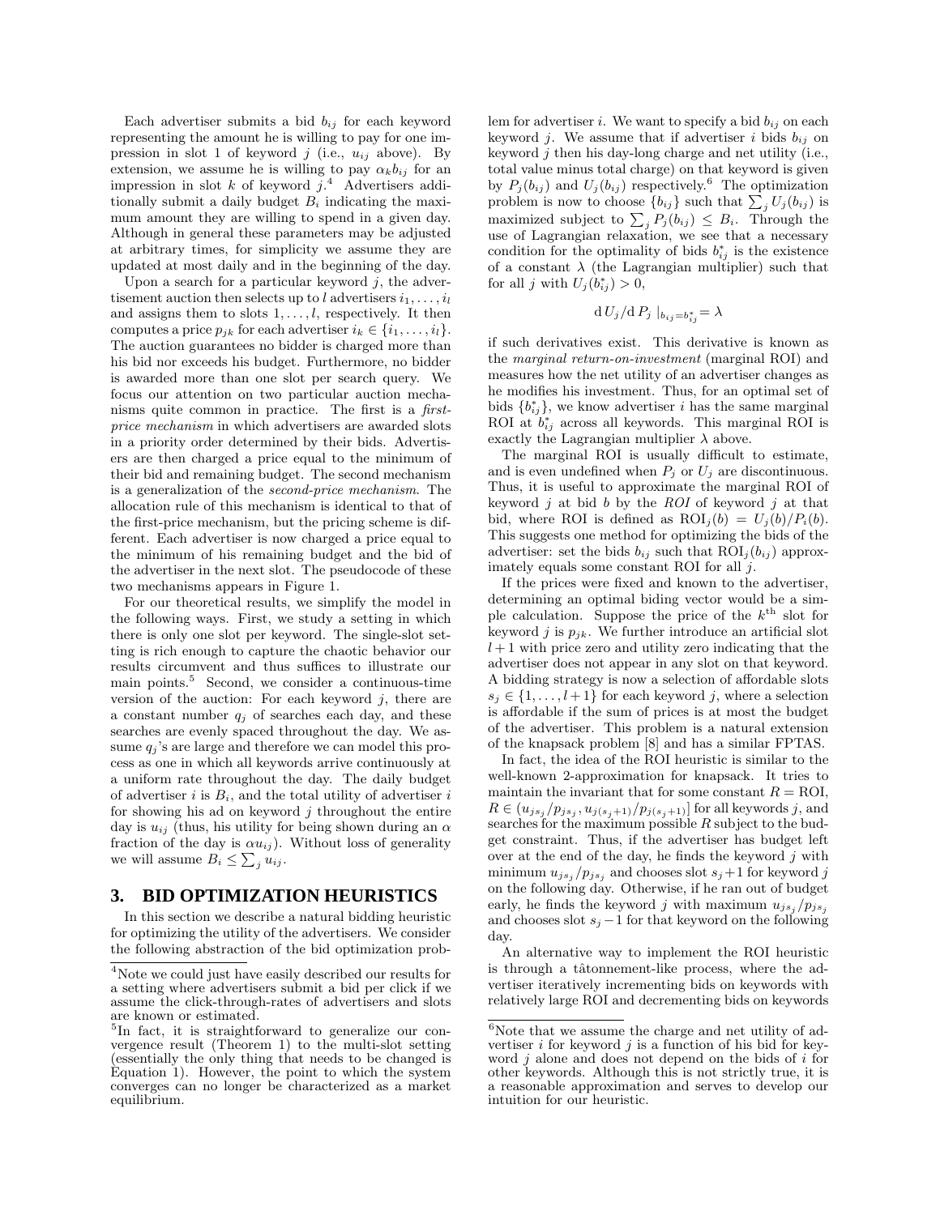Each advertiser submits a bid $b_{ij}$ for each keyword representing the amount he is willing to pay for one impression in slot 1 of keyword $j$ (i.e., $u_{ij}$ above). By extension, we assume he is willing to pay $\alpha_k b_{ij}$ for an impression in slot $k$ of keyword $j$.[4] Advertisers additionally submit a daily budget $B_i$ indicating the maximum amount they are willing to spend in a given day. Although in general these parameters may be adjusted at arbitrary times, for simplicity we assume they are updated at most daily and in the beginning of the day.

Upon a search for a particular keyword $j$, the advertisement auction then selects up to $l$ advertisers $i_1, \ldots, i_l$ and assigns them to slots $1, \ldots, l$, respectively. It then computes a price $p_{jk}$ for each advertiser $i_k \in \{i_1, \ldots, i_l\}$. The auction guarantees no bidder is charged more than his bid nor exceeds his budget. Furthermore, no bidder is awarded more than one slot per search query. We focus our attention on two particular auction mechanisms quite common in practice. The first is a *first-price mechanism* in which advertisers are awarded slots in a priority order determined by their bids. Advertisers are then charged a price equal to the minimum of their bid and remaining budget. The second mechanism is a generalization of the *second-price mechanism*. The allocation rule of this mechanism is identical to that of the first-price mechanism, but the pricing scheme is different. Each advertiser is now charged a price equal to the minimum of his remaining budget and the bid of the advertiser in the next slot. The pseudocode of these two mechanisms appears in Figure 1.

For our theoretical results, we simplify the model in the following ways. First, we study a setting in which there is only one slot per keyword. The single-slot setting is rich enough to capture the chaotic behavior our results circumvent and thus suffices to illustrate our main points.[5] Second, we consider a continuous-time version of the auction: For each keyword $j$, there are a constant number $q_j$ of searches each day, and these searches are evenly spaced throughout the day. We assume $q_j$'s are large and therefore we can model this process as one in which all keywords arrive continuously at a uniform rate throughout the day. The daily budget of advertiser $i$ is $B_i$, and the total utility of advertiser $i$ for showing his ad on keyword $j$ throughout the entire day is $u_{ij}$ (thus, his utility for being shown during an $\alpha$ fraction of the day is $\alpha u_{ij}$). Without loss of generality we will assume $B_i \leq \sum_j u_{ij}$.

## 3. BID OPTIMIZATION HEURISTICS

In this section we describe a natural bidding heuristic for optimizing the utility of the advertisers. We consider the following abstraction of the bid optimization problem for advertiser $i$. We want to specify a bid $b_{ij}$ on each keyword $j$. We assume that if advertiser $i$ bids $b_{ij}$ on keyword $j$ then his day-long charge and net utility (i.e., total value minus total charge) on that keyword is given by $P_j(b_{ij})$ and $U_j(b_{ij})$ respectively.[6] The optimization problem is now to choose $\{b_{ij}\}$ such that $\sum_j U_j(b_{ij})$ is maximized subject to $\sum_j P_j(b_{ij}) \leq B_i$. Through the use of Lagrangian relaxation, we see that a necessary condition for the optimality of bids $b^*_{ij}$ is the existence of a constant $\lambda$ (the Lagrangian multiplier) such that for all $j$ with $U_j(b^*_{ij}) > 0$,

$$\mathrm{d}\, U_j / \mathrm{d}\, P_j \mid_{b_{ij}=b^*_{ij}} = \lambda$$

if such derivatives exist. This derivative is known as the *marginal return-on-investment* (marginal ROI) and measures how the net utility of an advertiser changes as he modifies his investment. Thus, for an optimal set of bids $\{b^*_{ij}\}$, we know advertiser $i$ has the same marginal ROI at $b^*_{ij}$ across all keywords. This marginal ROI is exactly the Lagrangian multiplier $\lambda$ above.

The marginal ROI is usually difficult to estimate, and is even undefined when $P_j$ or $U_j$ are discontinuous. Thus, it is useful to approximate the marginal ROI of keyword $j$ at bid $b$ by the *ROI* of keyword $j$ at that bid, where ROI is defined as $\mathrm{ROI}_j(b) = U_j(b)/P_i(b)$. This suggests one method for optimizing the bids of the advertiser: set the bids $b_{ij}$ such that $\mathrm{ROI}_j(b_{ij})$ approximately equals some constant ROI for all $j$.

If the prices were fixed and known to the advertiser, determining an optimal biding vector would be a simple calculation. Suppose the price of the $k^{\text{th}}$ slot for keyword $j$ is $p_{jk}$. We further introduce an artificial slot $l+1$ with price zero and utility zero indicating that the advertiser does not appear in any slot on that keyword. A bidding strategy is now a selection of affordable slots $s_j \in \{1, \ldots, l+1\}$ for each keyword $j$, where a selection is affordable if the sum of prices is at most the budget of the advertiser. This problem is a natural extension of the knapsack problem [8] and has a similar FPTAS.

In fact, the idea of the ROI heuristic is similar to the well-known 2-approximation for knapsack. It tries to maintain the invariant that for some constant $R = \mathrm{ROI}$, $R \in (u_{js_j}/p_{js_j}, u_{j(s_j+1)}/p_{j(s_j+1)}]$ for all keywords $j$, and searches for the maximum possible $R$ subject to the budget constraint. Thus, if the advertiser has budget left over at the end of the day, he finds the keyword $j$ with minimum $u_{js_j}/p_{js_j}$ and chooses slot $s_j+1$ for keyword $j$ on the following day. Otherwise, if he ran out of budget early, he finds the keyword $j$ with maximum $u_{js_j}/p_{js_j}$ and chooses slot $s_j-1$ for that keyword on the following day.

An alternative way to implement the ROI heuristic is through a tâtonnement-like process, where the advertiser iteratively incrementing bids on keywords with relatively large ROI and decrementing bids on keywords

---

[4] Note we could just have easily described our results for a setting where advertisers submit a bid per click if we assume the click-through-rates of advertisers and slots are known or estimated.

[5] In fact, it is straightforward to generalize our convergence result (Theorem 1) to the multi-slot setting (essentially the only thing that needs to be changed is Equation 1). However, the point to which the system converges can no longer be characterized as a market equilibrium.

[6] Note that we assume the charge and net utility of advertiser $i$ for keyword $j$ is a function of his bid for keyword $j$ alone and does not depend on the bids of $i$ for other keywords. Although this is not strictly true, it is a reasonable approximation and serves to develop our intuition for our heuristic.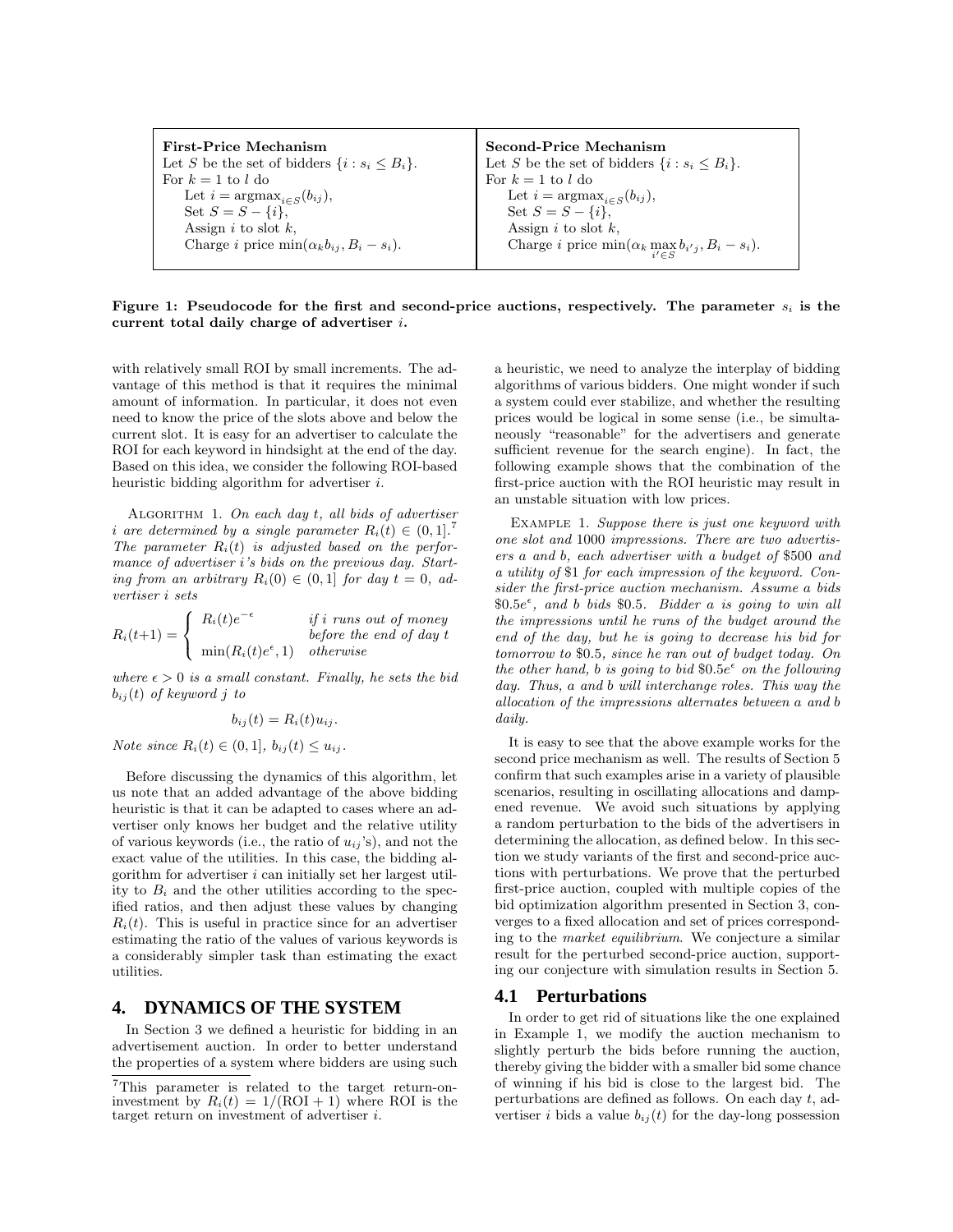**First-Price Mechanism**
Let $S$ be the set of bidders $\{i : s_i \leq B_i\}$.
For $k = 1$ to $l$ do
  Let $i = \text{argmax}_{i \in S}(b_{ij})$,
  Set $S = S - \{i\}$,
  Assign $i$ to slot $k$,
  Charge $i$ price $\min(\alpha_k b_{ij}, B_i - s_i)$.

**Second-Price Mechanism**
Let $S$ be the set of bidders $\{i : s_i \leq B_i\}$.
For $k = 1$ to $l$ do
  Let $i = \text{argmax}_{i \in S}(b_{ij})$,
  Set $S = S - \{i\}$,
  Assign $i$ to slot $k$,
  Charge $i$ price $\min(\alpha_k \max_{i' \in S} b_{i'j}, B_i - s_i)$.

**Figure 1: Pseudocode for the first and second-price auctions, respectively. The parameter $s_i$ is the current total daily charge of advertiser $i$.**

with relatively small ROI by small increments. The advantage of this method is that it requires the minimal amount of information. In particular, it does not even need to know the price of the slots above and below the current slot. It is easy for an advertiser to calculate the ROI for each keyword in hindsight at the end of the day. Based on this idea, we consider the following ROI-based heuristic bidding algorithm for advertiser $i$.

ALGORITHM 1. *On each day $t$, all bids of advertiser $i$ are determined by a single parameter $R_i(t) \in (0, 1]$.*[7] *The parameter $R_i(t)$ is adjusted based on the performance of advertiser $i$'s bids on the previous day. Starting from an arbitrary $R_i(0) \in (0, 1]$ for day $t = 0$, advertiser $i$ sets*

$$R_i(t+1) = \begin{cases} R_i(t)e^{-\epsilon} & \text{if } i \text{ runs out of money before the end of day } t \\ \min(R_i(t)e^{\epsilon}, 1) & \text{otherwise} \end{cases}$$

*where $\epsilon > 0$ is a small constant. Finally, he sets the bid $b_{ij}(t)$ of keyword $j$ to*

$$b_{ij}(t) = R_i(t)u_{ij}.$$

*Note since $R_i(t) \in (0, 1]$, $b_{ij}(t) \leq u_{ij}$.*

Before discussing the dynamics of this algorithm, let us note that an added advantage of the above bidding heuristic is that it can be adapted to cases where an advertiser only knows her budget and the relative utility of various keywords (i.e., the ratio of $u_{ij}$'s), and not the exact value of the utilities. In this case, the bidding algorithm for advertiser $i$ can initially set her largest utility to $B_i$ and the other utilities according to the specified ratios, and then adjust these values by changing $R_i(t)$. This is useful in practice since for an advertiser estimating the ratio of the values of various keywords is a considerably simpler task than estimating the exact utilities.

## 4. DYNAMICS OF THE SYSTEM

In Section 3 we defined a heuristic for bidding in an advertisement auction. In order to better understand the properties of a system where bidders are using such a heuristic, we need to analyze the interplay of bidding algorithms of various bidders. One might wonder if such a system could ever stabilize, and whether the resulting prices would be logical in some sense (i.e., be simultaneously "reasonable" for the advertisers and generate sufficient revenue for the search engine). In fact, the following example shows that the combination of the first-price auction with the ROI heuristic may result in an unstable situation with low prices.

EXAMPLE 1. *Suppose there is just one keyword with one slot and 1000 impressions. There are two advertisers $a$ and $b$, each advertiser with a budget of \$500 and a utility of \$1 for each impression of the keyword. Consider the first-price auction mechanism. Assume $a$ bids \$$0.5e^{\epsilon}$, and $b$ bids \$0.5. Bidder $a$ is going to win all the impressions until he runs of the budget around the end of the day, but he is going to decrease his bid for tomorrow to \$0.5, since he ran out of budget today. On the other hand, $b$ is going to bid \$$0.5e^{\epsilon}$ on the following day. Thus, $a$ and $b$ will interchange roles. This way the allocation of the impressions alternates between $a$ and $b$ daily.*

It is easy to see that the above example works for the second price mechanism as well. The results of Section 5 confirm that such examples arise in a variety of plausible scenarios, resulting in oscillating allocations and dampened revenue. We avoid such situations by applying a random perturbation to the bids of the advertisers in determining the allocation, as defined below. In this section we study variants of the first and second-price auctions with perturbations. We prove that the perturbed first-price auction, coupled with multiple copies of the bid optimization algorithm presented in Section 3, converges to a fixed allocation and set of prices corresponding to the *market equilibrium*. We conjecture a similar result for the perturbed second-price auction, supporting our conjecture with simulation results in Section 5.

### 4.1 Perturbations

In order to get rid of situations like the one explained in Example 1, we modify the auction mechanism to slightly perturb the bids before running the auction, thereby giving the bidder with a smaller bid some chance of winning if his bid is close to the largest bid. The perturbations are defined as follows. On each day $t$, advertiser $i$ bids a value $b_{ij}(t)$ for the day-long possession

[7] This parameter is related to the target return-on-investment by $R_i(t) = 1/(\text{ROI} + 1)$ where ROI is the target return on investment of advertiser $i$.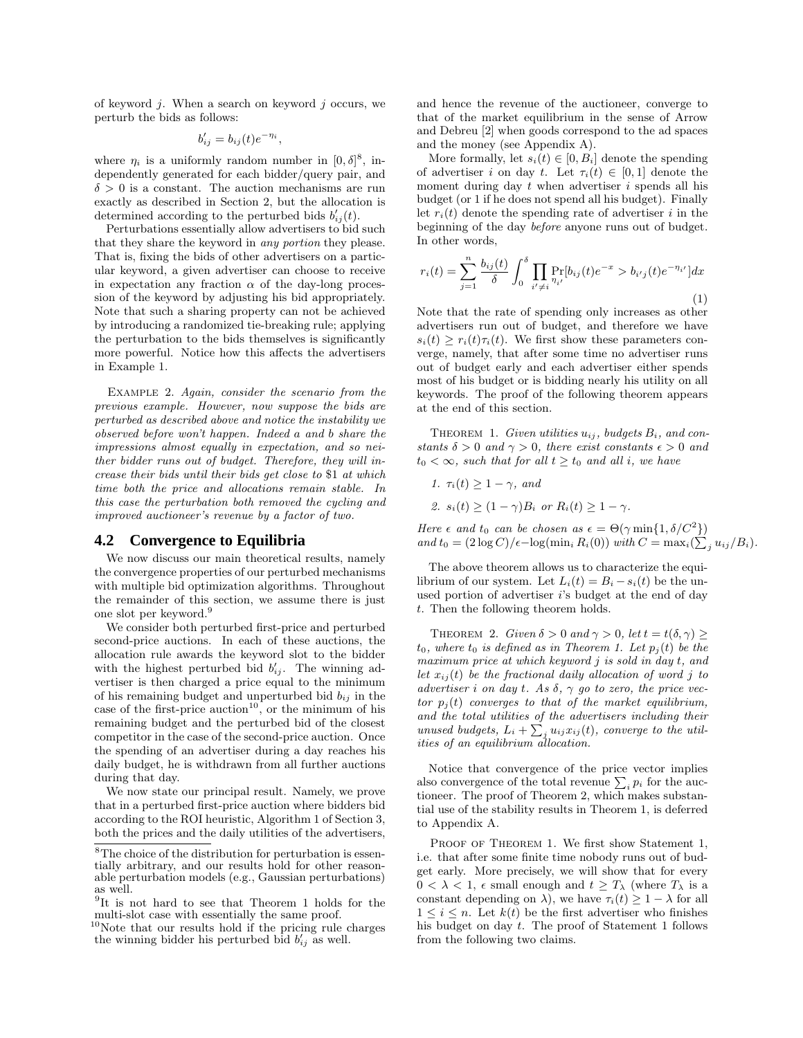of keyword $j$. When a search on keyword $j$ occurs, we perturb the bids as follows:

$$b'_{ij} = b_{ij}(t)e^{-\eta_i},$$

where $\eta_i$ is a uniformly random number in $[0, \delta]$[8], independently generated for each bidder/query pair, and $\delta > 0$ is a constant. The auction mechanisms are run exactly as described in Section 2, but the allocation is determined according to the perturbed bids $b'_{ij}(t)$.

Perturbations essentially allow advertisers to bid such that they share the keyword in *any portion* they please. That is, fixing the bids of other advertisers on a particular keyword, a given advertiser can choose to receive in expectation any fraction $\alpha$ of the day-long procession of the keyword by adjusting his bid appropriately. Note that such a sharing property can not be achieved by introducing a randomized tie-breaking rule; applying the perturbation to the bids themselves is significantly more powerful. Notice how this affects the advertisers in Example 1.

Example 2. *Again, consider the scenario from the previous example. However, now suppose the bids are perturbed as described above and notice the instability we observed before won't happen. Indeed a and b share the impressions almost equally in expectation, and so neither bidder runs out of budget. Therefore, they will increase their bids until their bids get close to \$1 at which time both the price and allocations remain stable. In this case the perturbation both removed the cycling and improved auctioneer's revenue by a factor of two.*

## 4.2 Convergence to Equilibria

We now discuss our main theoretical results, namely the convergence properties of our perturbed mechanisms with multiple bid optimization algorithms. Throughout the remainder of this section, we assume there is just one slot per keyword.[9]

We consider both perturbed first-price and perturbed second-price auctions. In each of these auctions, the allocation rule awards the keyword slot to the bidder with the highest perturbed bid $b'_{ij}$. The winning advertiser is then charged a price equal to the minimum of his remaining budget and unperturbed bid $b_{ij}$ in the case of the first-price auction[10], or the minimum of his remaining budget and the perturbed bid of the closest competitor in the case of the second-price auction. Once the spending of an advertiser during a day reaches his daily budget, he is withdrawn from all further auctions during that day.

We now state our principal result. Namely, we prove that in a perturbed first-price auction where bidders bid according to the ROI heuristic, Algorithm 1 of Section 3, both the prices and the daily utilities of the advertisers, and hence the revenue of the auctioneer, converge to that of the market equilibrium in the sense of Arrow and Debreu [2] when goods correspond to the ad spaces and the money (see Appendix A).

More formally, let $s_i(t) \in [0, B_i]$ denote the spending of advertiser $i$ on day $t$. Let $\tau_i(t) \in [0, 1]$ denote the moment during day $t$ when advertiser $i$ spends all his budget (or 1 if he does not spend all his budget). Finally let $r_i(t)$ denote the spending rate of advertiser $i$ in the beginning of the day *before* anyone runs out of budget. In other words,

$$r_i(t) = \sum_{j=1}^{n} \frac{b_{ij}(t)}{\delta} \int_0^{\delta} \prod_{i' \neq i} \Pr_{\eta_{i'}}[b_{ij}(t)e^{-x} > b_{i'j}(t)e^{-\eta_{i'}}]dx \tag{1}$$

Note that the rate of spending only increases as other advertisers run out of budget, and therefore we have $s_i(t) \geq r_i(t)\tau_i(t)$. We first show these parameters converge, namely, that after some time no advertiser runs out of budget early and each advertiser either spends most of his budget or is bidding nearly his utility on all keywords. The proof of the following theorem appears at the end of this section.

Theorem 1. *Given utilities $u_{ij}$, budgets $B_i$, and constants $\delta > 0$ and $\gamma > 0$, there exist constants $\epsilon > 0$ and $t_0 < \infty$, such that for all $t \geq t_0$ and all $i$, we have*

1. *$\tau_i(t) \geq 1 - \gamma$, and*
2. *$s_i(t) \geq (1 - \gamma)B_i$ or $R_i(t) \geq 1 - \gamma$.*

*Here $\epsilon$ and $t_0$ can be chosen as $\epsilon = \Theta(\gamma \min\{1, \delta/C^2\})$ and $t_0 = (2 \log C)/\epsilon - \log(\min_i R_i(0))$ with $C = \max_i(\sum_j u_{ij}/B_i)$.*

The above theorem allows us to characterize the equilibrium of our system. Let $L_i(t) = B_i - s_i(t)$ be the unused portion of advertiser $i$'s budget at the end of day $t$. Then the following theorem holds.

Theorem 2. *Given $\delta > 0$ and $\gamma > 0$, let $t = t(\delta, \gamma) \geq t_0$, where $t_0$ is defined as in Theorem 1. Let $p_j(t)$ be the maximum price at which keyword $j$ is sold in day $t$, and let $x_{ij}(t)$ be the fractional daily allocation of word $j$ to advertiser $i$ on day $t$. As $\delta$, $\gamma$ go to zero, the price vector $p_j(t)$ converges to that of the market equilibrium, and the total utilities of the advertisers including their unused budgets, $L_i + \sum_j u_{ij}x_{ij}(t)$, converge to the utilities of an equilibrium allocation.*

Notice that convergence of the price vector implies also convergence of the total revenue $\sum_i p_i$ for the auctioneer. The proof of Theorem 2, which makes substantial use of the stability results in Theorem 1, is deferred to Appendix A.

Proof of Theorem 1. We first show Statement 1, i.e. that after some finite time nobody runs out of budget early. More precisely, we will show that for every $0 < \lambda < 1$, $\epsilon$ small enough and $t \geq T_\lambda$ (where $T_\lambda$ is a constant depending on $\lambda$), we have $\tau_i(t) \geq 1 - \lambda$ for all $1 \leq i \leq n$. Let $k(t)$ be the first advertiser who finishes his budget on day $t$. The proof of Statement 1 follows from the following two claims.

---

[8] The choice of the distribution for perturbation is essentially arbitrary, and our results hold for other reasonable perturbation models (e.g., Gaussian perturbations) as well.

[9] It is not hard to see that Theorem 1 holds for the multi-slot case with essentially the same proof.

[10] Note that our results hold if the pricing rule charges the winning bidder his perturbed bid $b'_{ij}$ as well.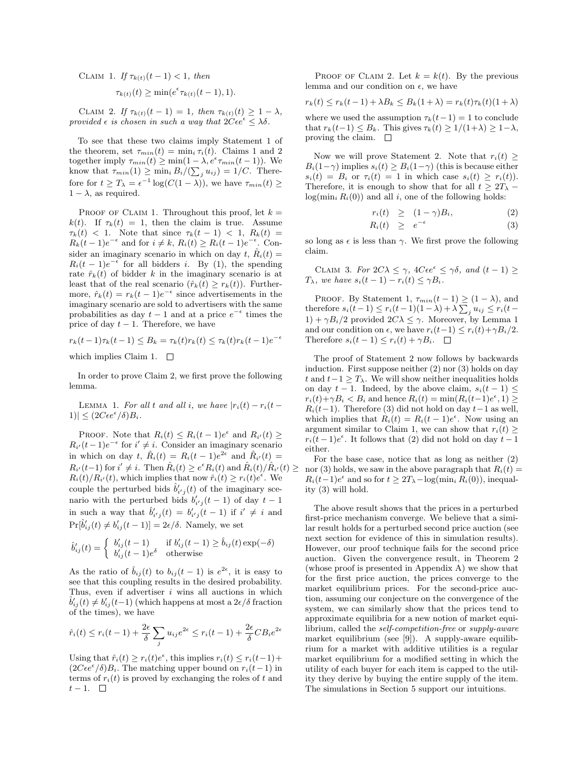Claim 1. *If $\tau_{k(t)}(t-1) < 1$, then*

$$\tau_{k(t)}(t) \geq \min(e^{\epsilon}\tau_{k(t)}(t-1), 1).$$

Claim 2. *If $\tau_{k(t)}(t-1) = 1$, then $\tau_{k(t)}(t) \geq 1-\lambda$, provided $\epsilon$ is chosen in such a way that $2C\epsilon e^{\epsilon} \leq \lambda\delta$.*

To see that these two claims imply Statement 1 of the theorem, set $\tau_{min}(t) = \min_i \tau_i(t)$. Claims 1 and 2 together imply $\tau_{min}(t) \geq \min(1-\lambda, e^{\epsilon}\tau_{min}(t-1))$. We know that $\tau_{min}(1) \geq \min_i B_i/(\sum_j u_{ij}) = 1/C$. Therefore for $t \geq T_\lambda = \epsilon^{-1}\log(C(1-\lambda))$, we have $\tau_{min}(t) \geq 1-\lambda$, as required.

Proof of Claim 1. Throughout this proof, let $k = k(t)$. If $\tau_k(t) = 1$, then the claim is true. Assume $\tau_k(t) < 1$. Note that since $\tau_k(t-1) < 1$, $R_k(t) = R_k(t-1)e^{-\epsilon}$ and for $i \neq k$, $R_i(t) \geq R_i(t-1)e^{-\epsilon}$. Consider an imaginary scenario in which on day $t$, $\hat{R}_i(t) = R_i(t-1)e^{-\epsilon}$ for all bidders $i$. By (1), the spending rate $\hat{r}_k(t)$ of bidder $k$ in the imaginary scenario is at least that of the real scenario ($\hat{r}_k(t) \geq r_k(t)$). Furthermore, $\hat{r}_k(t) = r_k(t-1)e^{-\epsilon}$ since advertisements in the imaginary scenario are sold to advertisers with the same probabilities as day $t-1$ and at a price $e^{-\epsilon}$ times the price of day $t-1$. Therefore, we have

$$r_k(t-1)\tau_k(t-1) \leq B_k = \tau_k(t)r_k(t) \leq \tau_k(t)r_k(t-1)e^{-\epsilon}$$

which implies Claim 1. $\square$

In order to prove Claim 2, we first prove the following lemma.

Lemma 1. *For all $t$ and all $i$, we have $|r_i(t) - r_i(t-1)| \leq (2C\epsilon e^{\epsilon}/\delta)B_i$.*

Proof. Note that $R_i(t) \leq R_i(t-1)e^{\epsilon}$ and $R_{i'}(t) \geq R_{i'}(t-1)e^{-\epsilon}$ for $i' \neq i$. Consider an imaginary scenario in which on day $t$, $\hat{R}_i(t) = R_i(t-1)e^{2\epsilon}$ and $\hat{R}_{i'}(t) = R_{i'}(t-1)$ for $i' \neq i$. Then $\hat{R}_i(t) \geq e^{\epsilon}R_i(t)$ and $\hat{R}_i(t)/\hat{R}_{i'}(t) \geq R_i(t)/R_{i'}(t)$, which implies that now $\hat{r}_i(t) \geq r_i(t)e^{\epsilon}$. We couple the perturbed bids $\hat{b}'_{i'j}(t)$ of the imaginary scenario with the perturbed bids $b'_{i'j}(t-1)$ of day $t-1$ in such a way that $\hat{b}'_{i'j}(t) = b'_{i'j}(t-1)$ if $i' \neq i$ and $\Pr[\hat{b}'_{ij}(t) \neq b'_{ij}(t-1)] = 2\epsilon/\delta$. Namely, we set

$$\hat{b}'_{ij}(t) = \begin{cases} b'_{ij}(t-1) & \text{if } b'_{ij}(t-1) \geq \hat{b}_{ij}(t)\exp(-\delta) \\ b'_{ij}(t-1)e^{\delta} & \text{otherwise} \end{cases}$$

As the ratio of $\hat{b}_{ij}(t)$ to $b_{ij}(t-1)$ is $e^{2\epsilon}$, it is easy to see that this coupling results in the desired probability. Thus, even if advertiser $i$ wins all auctions in which $\hat{b}'_{ij}(t) \neq b'_{ij}(t-1)$ (which happens at most a $2\epsilon/\delta$ fraction of the times), we have

$$\hat{r}_i(t) \leq r_i(t-1) + \frac{2\epsilon}{\delta}\sum_j u_{ij}e^{2\epsilon} \leq r_i(t-1) + \frac{2\epsilon}{\delta}CB_ie^{2\epsilon}$$

Using that $\hat{r}_i(t) \geq r_i(t)e^{\epsilon}$, this implies $r_i(t) \leq r_i(t-1) + (2C\epsilon e^{\epsilon}/\delta)B_i$. The matching upper bound on $r_i(t-1)$ in terms of $r_i(t)$ is proved by exchanging the roles of $t$ and $t-1$. $\square$

Proof of Claim 2. Let $k = k(t)$. By the previous lemma and our condition on $\epsilon$, we have

$$r_k(t) \leq r_k(t-1) + \lambda B_k \leq B_k(1+\lambda) = r_k(t)\tau_k(t)(1+\lambda)$$

where we used the assumption $\tau_k(t-1) = 1$ to conclude that $r_k(t-1) \leq B_k$. This gives $\tau_k(t) \geq 1/(1+\lambda) \geq 1-\lambda$, proving the claim. $\square$

Now we will prove Statement 2. Note that $r_i(t) \geq B_i(1-\gamma)$ implies $s_i(t) \geq B_i(1-\gamma)$ (this is because either $s_i(t) = B_i$ or $\tau_i(t) = 1$ in which case $s_i(t) \geq r_i(t)$). Therefore, it is enough to show that for all $t \geq 2T_\lambda - \log(\min_i R_i(0))$ and all $i$, one of the following holds:

$$r_i(t) \geq (1-\gamma)B_i, \tag{2}$$
$$R_i(t) \geq e^{-\epsilon} \tag{3}$$

so long as $\epsilon$ is less than $\gamma$. We first prove the following claim.

Claim 3. *For $2C\lambda \leq \gamma$, $4C\epsilon e^{\epsilon} \leq \gamma\delta$, and $(t-1) \geq T_\lambda$, we have $s_i(t-1) - r_i(t) \leq \gamma B_i$.*

Proof. By Statement 1, $\tau_{min}(t-1) \geq (1-\lambda)$, and therefore $s_i(t-1) \leq r_i(t-1)(1-\lambda) + \lambda\sum_j u_{ij} \leq r_i(t-1) + \gamma B_i/2$ provided $2C\lambda \leq \gamma$. Moreover, by Lemma 1 and our condition on $\epsilon$, we have $r_i(t-1) \leq r_i(t) + \gamma B_i/2$. Therefore $s_i(t-1) \leq r_i(t) + \gamma B_i$. $\square$

The proof of Statement 2 now follows by backwards induction. First suppose neither (2) nor (3) holds on day $t$ and $t-1 \geq T_\lambda$. We will show neither inequalities holds on day $t-1$. Indeed, by the above claim, $s_i(t-1) \leq r_i(t) + \gamma B_i < B_i$ and hence $R_i(t) = \min(R_i(t-1)e^{\epsilon}, 1) \geq R_i(t-1)$. Therefore (3) did not hold on day $t-1$ as well, which implies that $R_i(t) = R_i(t-1)e^{\epsilon}$. Now using an argument similar to Claim 1, we can show that $r_i(t) \geq r_i(t-1)e^{\epsilon}$. It follows that (2) did not hold on day $t-1$ either.

For the base case, notice that as long as neither (2) nor (3) holds, we saw in the above paragraph that $R_i(t) = R_i(t-1)e^{\epsilon}$ and so for $t \geq 2T_\lambda - \log(\min_i R_i(0))$, inequality (3) will hold.

The above result shows that the prices in a perturbed first-price mechanism converge. We believe that a similar result holds for a perturbed second price auction (see next section for evidence of this in simulation results). However, our proof technique fails for the second price auction. Given the convergence result, in Theorem 2 (whose proof is presented in Appendix A) we show that for the first price auction, the prices converge to the market equilibrium prices. For the second-price auction, assuming our conjecture on the convergence of the system, we can similarly show that the prices tend to approximate equilibria for a new notion of market equilibrium, called the *self-competition-free* or *supply-aware* market equilibrium (see [9]). A supply-aware equilibrium for a market with additive utilities is a regular market equilibrium for a modified setting in which the utility of each buyer for each item is capped to the utility they derive by buying the entire supply of the item. The simulations in Section 5 support our intuitions.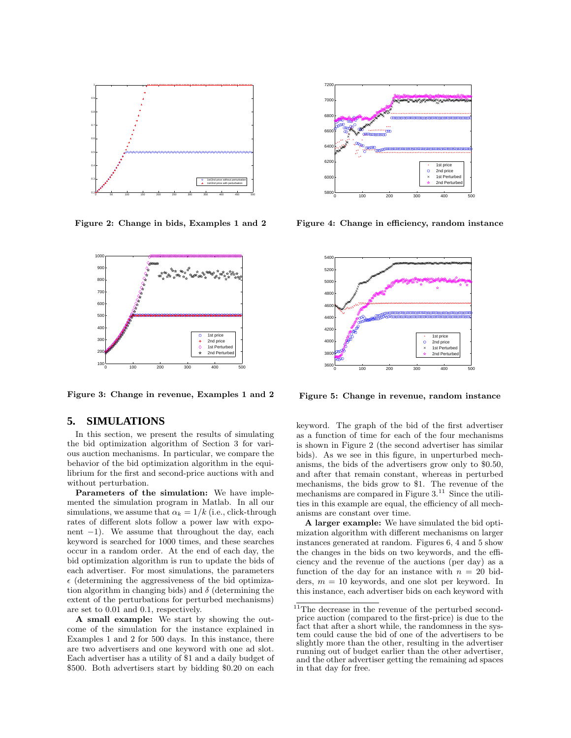Figure 2: Change in bids, Examples 1 and 2

Figure 4: Change in efficiency, random instance

Figure 3: Change in revenue, Examples 1 and 2

Figure 5: Change in revenue, random instance

## 5. SIMULATIONS

In this section, we present the results of simulating the bid optimization algorithm of Section 3 for various auction mechanisms. In particular, we compare the behavior of the bid optimization algorithm in the equilibrium for the first and second-price auctions with and without perturbation.

**Parameters of the simulation:** We have implemented the simulation program in Matlab. In all our simulations, we assume that $\alpha_k = 1/k$ (i.e., click-through rates of different slots follow a power law with exponent $-1$). We assume that throughout the day, each keyword is searched for 1000 times, and these searches occur in a random order. At the end of each day, the bid optimization algorithm is run to update the bids of each advertiser. For most simulations, the parameters $\epsilon$ (determining the aggressiveness of the bid optimization algorithm in changing bids) and $\delta$ (determining the extent of the perturbations for perturbed mechanisms) are set to 0.01 and 0.1, respectively.

**A small example:** We start by showing the outcome of the simulation for the instance explained in Examples 1 and 2 for 500 days. In this instance, there are two advertisers and one keyword with one ad slot. Each advertiser has a utility of $1 and a daily budget of $500. Both advertisers start by bidding $0.20 on each keyword. The graph of the bid of the first advertiser as a function of time for each of the four mechanisms is shown in Figure 2 (the second advertiser has similar bids). As we see in this figure, in unperturbed mechanisms, the bids of the advertisers grow only to $0.50, and after that remain constant, whereas in perturbed mechanisms, the bids grow to $1. The revenue of the mechanisms are compared in Figure 3.[11] Since the utilities in this example are equal, the efficiency of all mechanisms are constant over time.

**A larger example:** We have simulated the bid optimization algorithm with different mechanisms on larger instances generated at random. Figures 6, 4 and 5 show the changes in the bids on two keywords, and the efficiency and the revenue of the auctions (per day) as a function of the day for an instance with $n = 20$ bidders, $m = 10$ keywords, and one slot per keyword. In this instance, each advertiser bids on each keyword with

[11] The decrease in the revenue of the perturbed second-price auction (compared to the first-price) is due to the fact that after a short while, the randomness in the system could cause the bid of one of the advertisers to be slightly more than the other, resulting in the advertiser running out of budget earlier than the other advertiser, and the other advertiser getting the remaining ad spaces in that day for free.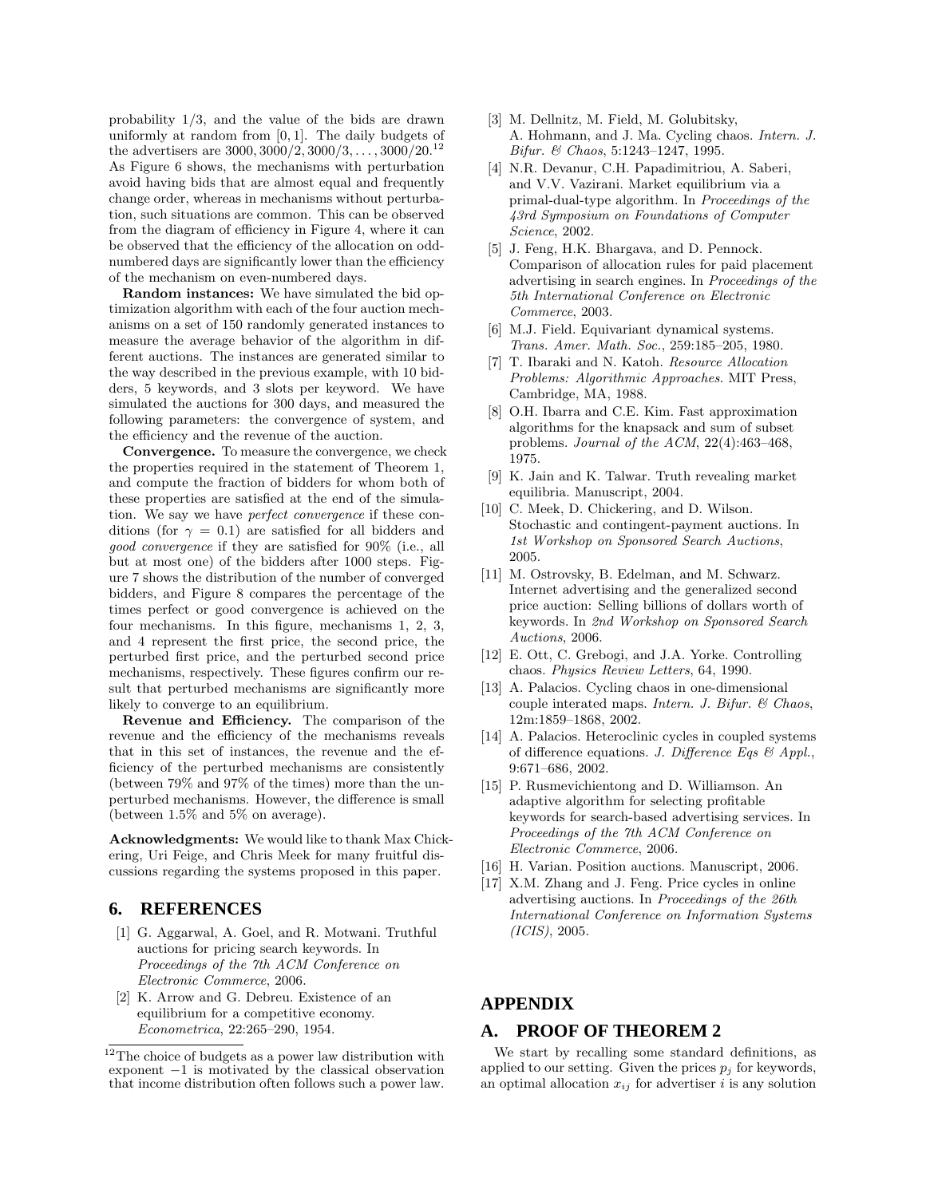probability 1/3, and the value of the bids are drawn uniformly at random from $[0, 1]$. The daily budgets of the advertisers are $3000, 3000/2, 3000/3, \ldots, 3000/20$.[12] As Figure 6 shows, the mechanisms with perturbation avoid having bids that are almost equal and frequently change order, whereas in mechanisms without perturbation, such situations are common. This can be observed from the diagram of efficiency in Figure 4, where it can be observed that the efficiency of the allocation on odd-numbered days are significantly lower than the efficiency of the mechanism on even-numbered days.

**Random instances:** We have simulated the bid optimization algorithm with each of the four auction mechanisms on a set of 150 randomly generated instances to measure the average behavior of the algorithm in different auctions. The instances are generated similar to the way described in the previous example, with 10 bidders, 5 keywords, and 3 slots per keyword. We have simulated the auctions for 300 days, and measured the following parameters: the convergence of system, and the efficiency and the revenue of the auction.

**Convergence.** To measure the convergence, we check the properties required in the statement of Theorem 1, and compute the fraction of bidders for whom both of these properties are satisfied at the end of the simulation. We say we have *perfect convergence* if these conditions (for $\gamma = 0.1$) are satisfied for all bidders and *good convergence* if they are satisfied for 90% (i.e., all but at most one) of the bidders after 1000 steps. Figure 7 shows the distribution of the number of converged bidders, and Figure 8 compares the percentage of the times perfect or good convergence is achieved on the four mechanisms. In this figure, mechanisms 1, 2, 3, and 4 represent the first price, the second price, the perturbed first price, and the perturbed second price mechanisms, respectively. These figures confirm our result that perturbed mechanisms are significantly more likely to converge to an equilibrium.

**Revenue and Efficiency.** The comparison of the revenue and the efficiency of the mechanisms reveals that in this set of instances, the revenue and the efficiency of the perturbed mechanisms are consistently (between 79% and 97% of the times) more than the unperturbed mechanisms. However, the difference is small (between 1.5% and 5% on average).

**Acknowledgments:** We would like to thank Max Chickering, Uri Feige, and Chris Meek for many fruitful discussions regarding the systems proposed in this paper.

## 6. REFERENCES

[1] G. Aggarwal, A. Goel, and R. Motwani. Truthful auctions for pricing search keywords. In *Proceedings of the 7th ACM Conference on Electronic Commerce*, 2006.

[2] K. Arrow and G. Debreu. Existence of an equilibrium for a competitive economy. *Econometrica*, 22:265–290, 1954.

[3] M. Dellnitz, M. Field, M. Golubitsky, A. Hohmann, and J. Ma. Cycling chaos. *Intern. J. Bifur. & Chaos*, 5:1243–1247, 1995.

[4] N.R. Devanur, C.H. Papadimitriou, A. Saberi, and V.V. Vazirani. Market equilibrium via a primal-dual-type algorithm. In *Proceedings of the 43rd Symposium on Foundations of Computer Science*, 2002.

[5] J. Feng, H.K. Bhargava, and D. Pennock. Comparison of allocation rules for paid placement advertising in search engines. In *Proceedings of the 5th International Conference on Electronic Commerce*, 2003.

[6] M.J. Field. Equivariant dynamical systems. *Trans. Amer. Math. Soc.*, 259:185–205, 1980.

[7] T. Ibaraki and N. Katoh. *Resource Allocation Problems: Algorithmic Approaches*. MIT Press, Cambridge, MA, 1988.

[8] O.H. Ibarra and C.E. Kim. Fast approximation algorithms for the knapsack and sum of subset problems. *Journal of the ACM*, 22(4):463–468, 1975.

[9] K. Jain and K. Talwar. Truth revealing market equilibria. Manuscript, 2004.

[10] C. Meek, D. Chickering, and D. Wilson. Stochastic and contingent-payment auctions. In *1st Workshop on Sponsored Search Auctions*, 2005.

[11] M. Ostrovsky, B. Edelman, and M. Schwarz. Internet advertising and the generalized second price auction: Selling billions of dollars worth of keywords. In *2nd Workshop on Sponsored Search Auctions*, 2006.

[12] E. Ott, C. Grebogi, and J.A. Yorke. Controlling chaos. *Physics Review Letters*, 64, 1990.

[13] A. Palacios. Cycling chaos in one-dimensional couple interated maps. *Intern. J. Bifur. & Chaos*, 12m:1859–1868, 2002.

[14] A. Palacios. Heteroclinic cycles in coupled systems of difference equations. *J. Difference Eqs & Appl.*, 9:671–686, 2002.

[15] P. Rusmevichientong and D. Williamson. An adaptive algorithm for selecting profitable keywords for search-based advertising services. In *Proceedings of the 7th ACM Conference on Electronic Commerce*, 2006.

[16] H. Varian. Position auctions. Manuscript, 2006.

[17] X.M. Zhang and J. Feng. Price cycles in online advertising auctions. In *Proceedings of the 26th International Conference on Information Systems (ICIS)*, 2005.

## APPENDIX

## A. PROOF OF THEOREM 2

We start by recalling some standard definitions, as applied to our setting. Given the prices $p_j$ for keywords, an optimal allocation $x_{ij}$ for advertiser $i$ is any solution

[12] The choice of budgets as a power law distribution with exponent $-1$ is motivated by the classical observation that income distribution often follows such a power law.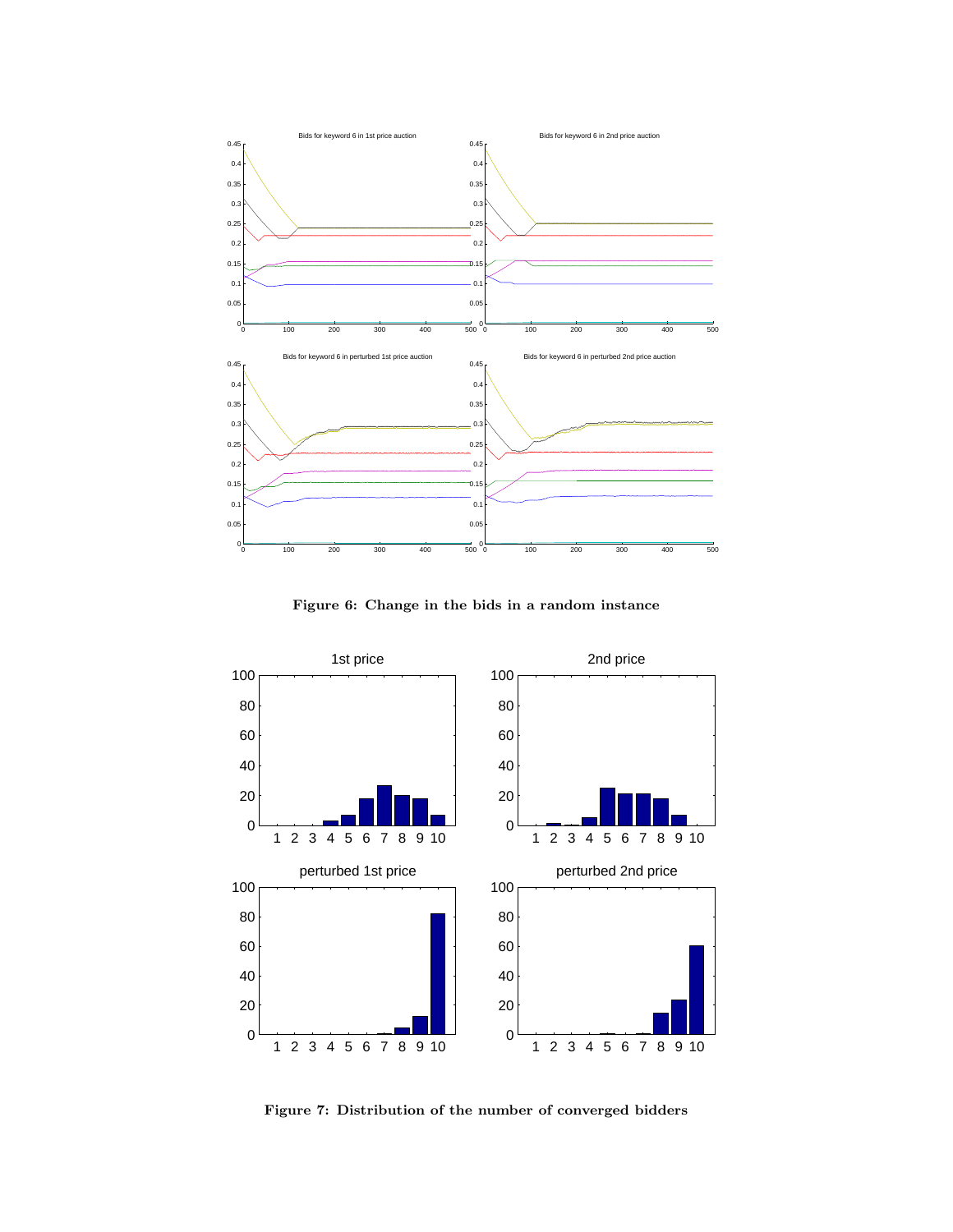Figure 6: Change in the bids in a random instance

Figure 7: Distribution of the number of converged bidders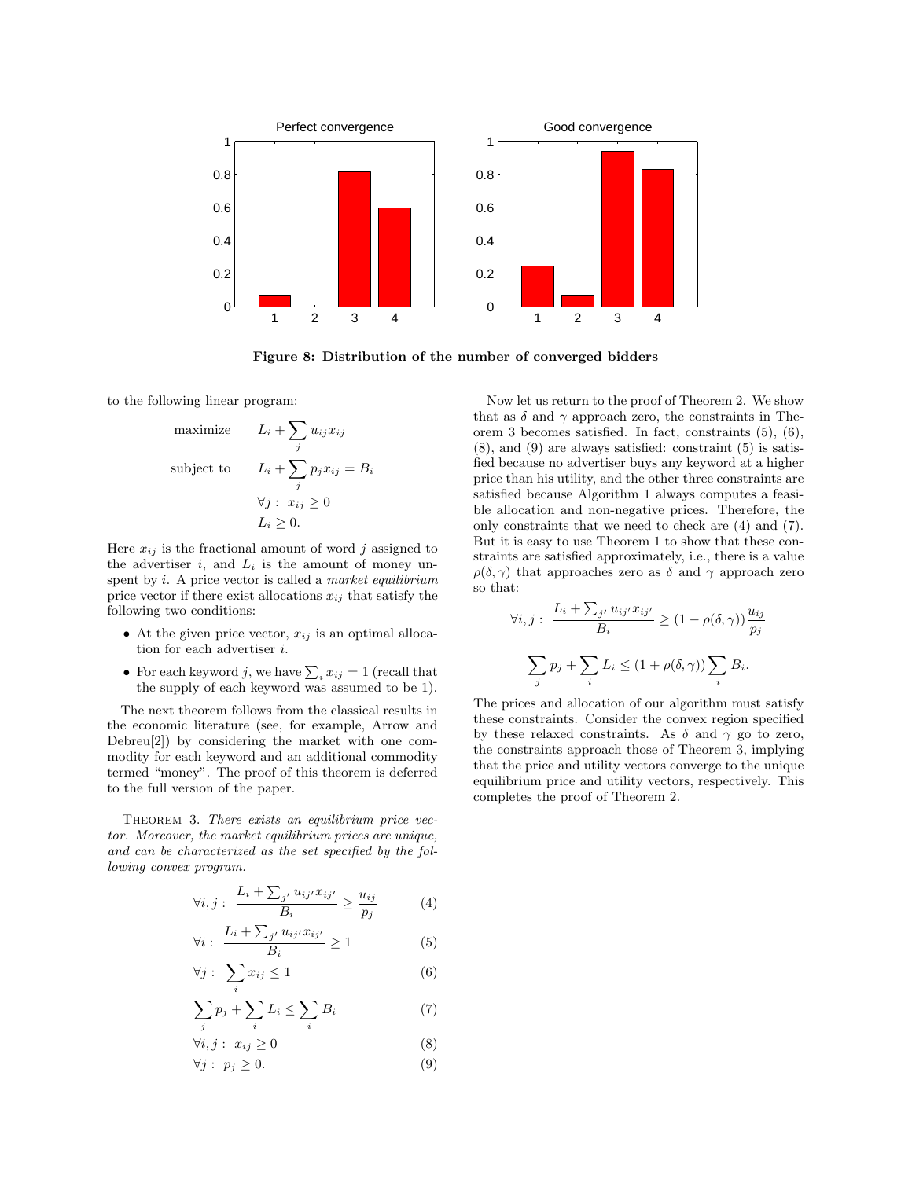Perfect convergence

1
0.8
0.6
0.4
0.2
0
1 2 3 4

Good convergence

1
0.8
0.6
0.4
0.2
0
1 2 3 4

**Figure 8: Distribution of the number of converged bidders**

to the following linear program:

$$
\begin{aligned}
\text{maximize} \quad & L_i + \sum_j u_{ij} x_{ij} \\
\text{subject to} \quad & L_i + \sum_j p_j x_{ij} = B_i \\
& \forall j: \; x_{ij} \geq 0 \\
& L_i \geq 0.
\end{aligned}
$$

Here $x_{ij}$ is the fractional amount of word $j$ assigned to the advertiser $i$, and $L_i$ is the amount of money unspent by $i$. A price vector is called a *market equilibrium* price vector if there exist allocations $x_{ij}$ that satisfy the following two conditions:

- At the given price vector, $x_{ij}$ is an optimal allocation for each advertiser $i$.
- For each keyword $j$, we have $\sum_i x_{ij} = 1$ (recall that the supply of each keyword was assumed to be 1).

The next theorem follows from the classical results in the economic literature (see, for example, Arrow and Debreu[2]) by considering the market with one commodity for each keyword and an additional commodity termed "money". The proof of this theorem is deferred to the full version of the paper.

THEOREM 3. *There exists an equilibrium price vector. Moreover, the market equilibrium prices are unique, and can be characterized as the set specified by the following convex program.*

$$\forall i, j: \; \frac{L_i + \sum_{j'} u_{ij'} x_{ij'}}{B_i} \geq \frac{u_{ij}}{p_j} \tag{4}$$

$$\forall i: \; \frac{L_i + \sum_{j'} u_{ij'} x_{ij'}}{B_i} \geq 1 \tag{5}$$

$$\forall j: \; \sum_i x_{ij} \leq 1 \tag{6}$$

$$\sum_j p_j + \sum_i L_i \leq \sum_i B_i \tag{7}$$

$$\forall i, j: \; x_{ij} \geq 0 \tag{8}$$

$$\forall j: \; p_j \geq 0. \tag{9}$$

Now let us return to the proof of Theorem 2. We show that as $\delta$ and $\gamma$ approach zero, the constraints in Theorem 3 becomes satisfied. In fact, constraints (5), (6), (8), and (9) are always satisfied: constraint (5) is satisfied because no advertiser buys any keyword at a higher price than his utility, and the other three constraints are satisfied because Algorithm 1 always computes a feasible allocation and non-negative prices. Therefore, the only constraints that we need to check are (4) and (7). But it is easy to use Theorem 1 to show that these constraints are satisfied approximately, i.e., there is a value $\rho(\delta, \gamma)$ that approaches zero as $\delta$ and $\gamma$ approach zero so that:

$$\forall i, j: \; \frac{L_i + \sum_{j'} u_{ij'} x_{ij'}}{B_i} \geq (1 - \rho(\delta, \gamma)) \frac{u_{ij}}{p_j}$$

$$\sum_j p_j + \sum_i L_i \leq (1 + \rho(\delta, \gamma)) \sum_i B_i.$$

The prices and allocation of our algorithm must satisfy these constraints. Consider the convex region specified by these relaxed constraints. As $\delta$ and $\gamma$ go to zero, the constraints approach those of Theorem 3, implying that the price and utility vectors converge to the unique equilibrium price and utility vectors, respectively. This completes the proof of Theorem 2.